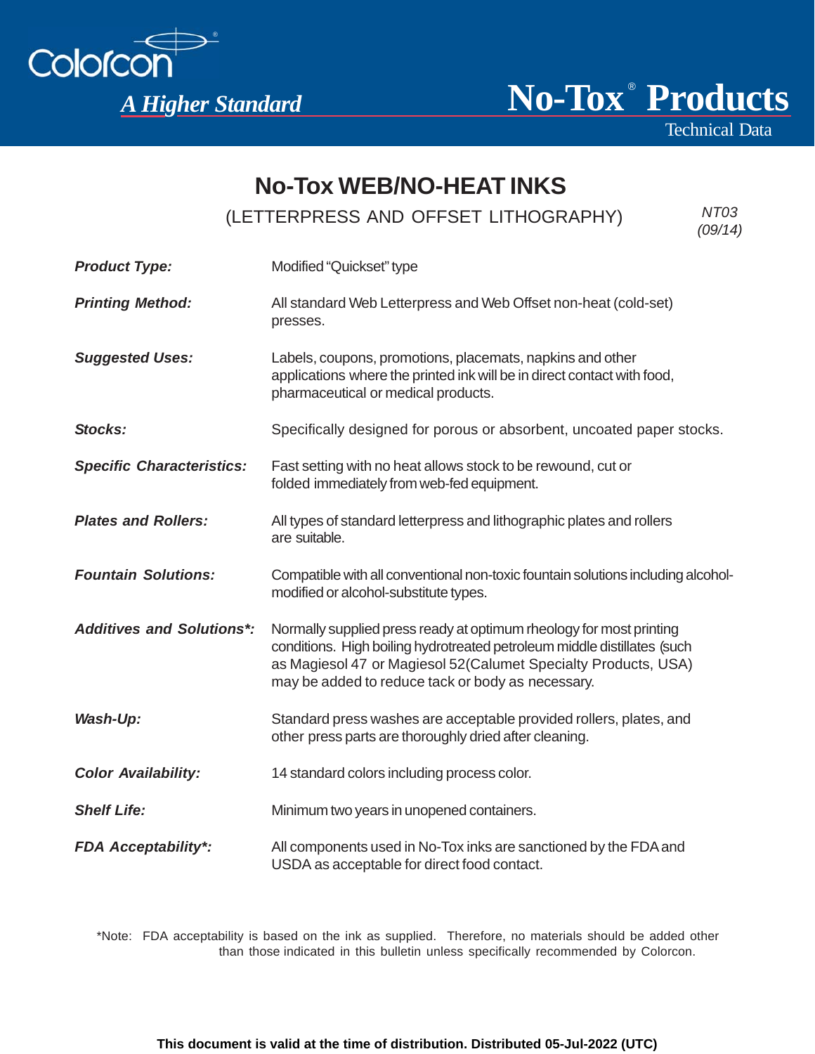Colorcon

*A Higher Standard*

# No-Tox® Products

Technical Data

## No-Tox WEB/NO-HEAT INKS

(LETTERPRESS AND OFFSET LITHOGRAPHY)

*NT03*
*(09/14)*

***Product Type:*** Modified "Quickset" type

***Printing Method:*** All standard Web Letterpress and Web Offset non-heat (cold-set) presses.

***Suggested Uses:*** Labels, coupons, promotions, placemats, napkins and other applications where the printed ink will be in direct contact with food, pharmaceutical or medical products.

***Stocks:*** Specifically designed for porous or absorbent, uncoated paper stocks.

***Specific Characteristics:*** Fast setting with no heat allows stock to be rewound, cut or folded immediately from web-fed equipment.

***Plates and Rollers:*** All types of standard letterpress and lithographic plates and rollers are suitable.

***Fountain Solutions:*** Compatible with all conventional non-toxic fountain solutions including alcohol-modified or alcohol-substitute types.

***Additives and Solutions*:*** Normally supplied press ready at optimum rheology for most printing conditions. High boiling hydrotreated petroleum middle distillates (such as Magiesol 47 or Magiesol 52(Calumet Specialty Products, USA) may be added to reduce tack or body as necessary.

***Wash-Up:*** Standard press washes are acceptable provided rollers, plates, and other press parts are thoroughly dried after cleaning.

***Color Availability:*** 14 standard colors including process color.

***Shelf Life:*** Minimum two years in unopened containers.

***FDA Acceptability*:*** All components used in No-Tox inks are sanctioned by the FDA and USDA as acceptable for direct food contact.

*Note: FDA acceptability is based on the ink as supplied. Therefore, no materials should be added other than those indicated in this bulletin unless specifically recommended by Colorcon.

**This document is valid at the time of distribution. Distributed 05-Jul-2022 (UTC)**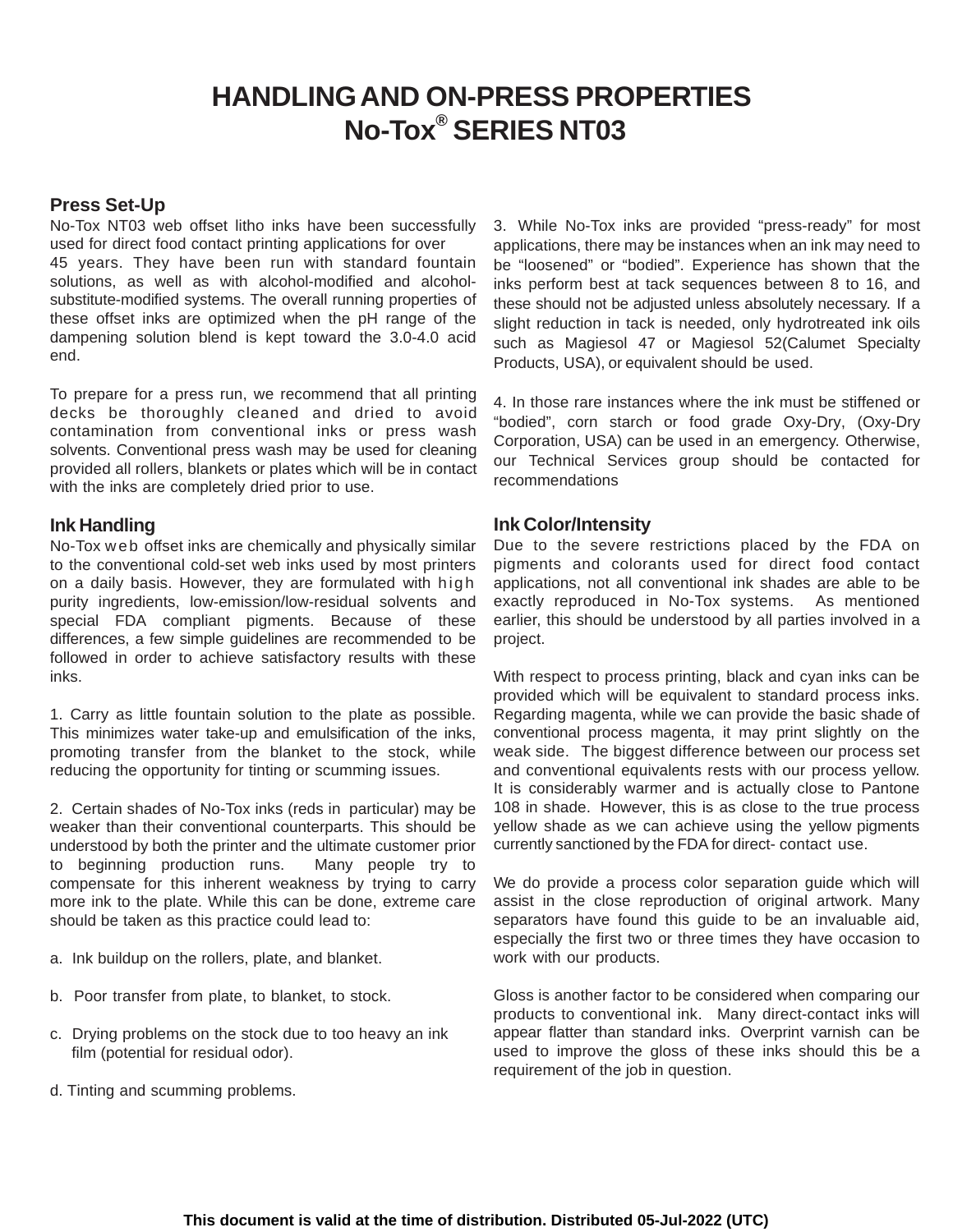# HANDLING AND ON-PRESS PROPERTIES
# No-Tox® SERIES NT03

## Press Set-Up

No-Tox NT03 web offset litho inks have been successfully used for direct food contact printing applications for over 45 years. They have been run with standard fountain solutions, as well as with alcohol-modified and alcohol-substitute-modified systems. The overall running properties of these offset inks are optimized when the pH range of the dampening solution blend is kept toward the 3.0-4.0 acid end.

To prepare for a press run, we recommend that all printing decks be thoroughly cleaned and dried to avoid contamination from conventional inks or press wash solvents. Conventional press wash may be used for cleaning provided all rollers, blankets or plates which will be in contact with the inks are completely dried prior to use.

## Ink Handling

No-Tox web offset inks are chemically and physically similar to the conventional cold-set web inks used by most printers on a daily basis. However, they are formulated with high purity ingredients, low-emission/low-residual solvents and special FDA compliant pigments. Because of these differences, a few simple guidelines are recommended to be followed in order to achieve satisfactory results with these inks.

1. Carry as little fountain solution to the plate as possible. This minimizes water take-up and emulsification of the inks, promoting transfer from the blanket to the stock, while reducing the opportunity for tinting or scumming issues.

2. Certain shades of No-Tox inks (reds in particular) may be weaker than their conventional counterparts. This should be understood by both the printer and the ultimate customer prior to beginning production runs. Many people try to compensate for this inherent weakness by trying to carry more ink to the plate. While this can be done, extreme care should be taken as this practice could lead to:

a. Ink buildup on the rollers, plate, and blanket.

b. Poor transfer from plate, to blanket, to stock.

c. Drying problems on the stock due to too heavy an ink film (potential for residual odor).

d. Tinting and scumming problems.

3. While No-Tox inks are provided "press-ready" for most applications, there may be instances when an ink may need to be "loosened" or "bodied". Experience has shown that the inks perform best at tack sequences between 8 to 16, and these should not be adjusted unless absolutely necessary. If a slight reduction in tack is needed, only hydrotreated ink oils such as Magiesol 47 or Magiesol 52(Calumet Specialty Products, USA), or equivalent should be used.

4. In those rare instances where the ink must be stiffened or "bodied", corn starch or food grade Oxy-Dry, (Oxy-Dry Corporation, USA) can be used in an emergency. Otherwise, our Technical Services group should be contacted for recommendations

## Ink Color/Intensity

Due to the severe restrictions placed by the FDA on pigments and colorants used for direct food contact applications, not all conventional ink shades are able to be exactly reproduced in No-Tox systems. As mentioned earlier, this should be understood by all parties involved in a project.

With respect to process printing, black and cyan inks can be provided which will be equivalent to standard process inks. Regarding magenta, while we can provide the basic shade of conventional process magenta, it may print slightly on the weak side. The biggest difference between our process set and conventional equivalents rests with our process yellow. It is considerably warmer and is actually close to Pantone 108 in shade. However, this is as close to the true process yellow shade as we can achieve using the yellow pigments currently sanctioned by the FDA for direct- contact use.

We do provide a process color separation guide which will assist in the close reproduction of original artwork. Many separators have found this guide to be an invaluable aid, especially the first two or three times they have occasion to work with our products.

Gloss is another factor to be considered when comparing our products to conventional ink. Many direct-contact inks will appear flatter than standard inks. Overprint varnish can be used to improve the gloss of these inks should this be a requirement of the job in question.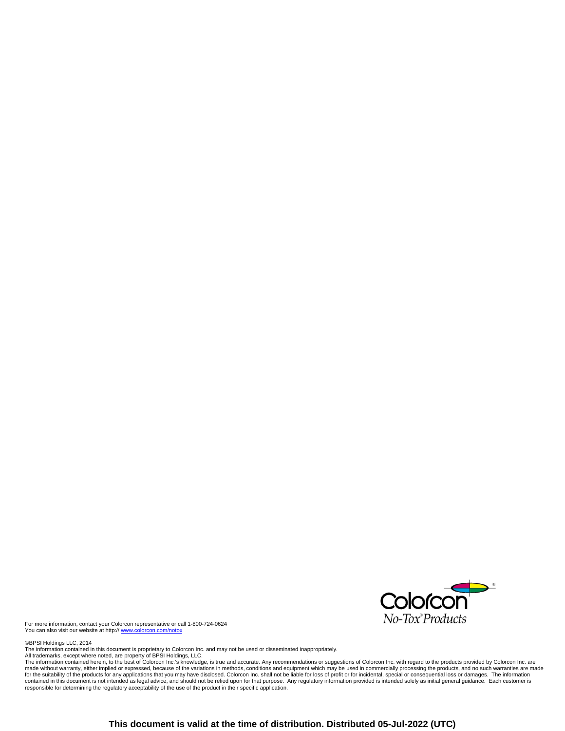Colorcon®
*No-Tox® Products*

For more information, contact your Colorcon representative or call 1-800-724-0624
You can also visit our website at http:// www.colorcon.com/notox

©BPSI Holdings LLC, 2014
The information contained in this document is proprietary to Colorcon Inc. and may not be used or disseminated inappropriately.
All trademarks, except where noted, are property of BPSI Holdings, LLC.
The information contained herein, to the best of Colorcon Inc.'s knowledge, is true and accurate. Any recommendations or suggestions of Colorcon Inc. with regard to the products provided by Colorcon Inc. are made without warranty, either implied or expressed, because of the variations in methods, conditions and equipment which may be used in commercially processing the products, and no such warranties are made for the suitability of the products for any applications that you may have disclosed. Colorcon Inc. shall not be liable for loss of profit or for incidental, special or consequential loss or damages. The information contained in this document is not intended as legal advice, and should not be relied upon for that purpose. Any regulatory information provided is intended solely as initial general guidance. Each customer is responsible for determining the regulatory acceptability of the use of the product in their specific application.

**This document is valid at the time of distribution. Distributed 05-Jul-2022 (UTC)**